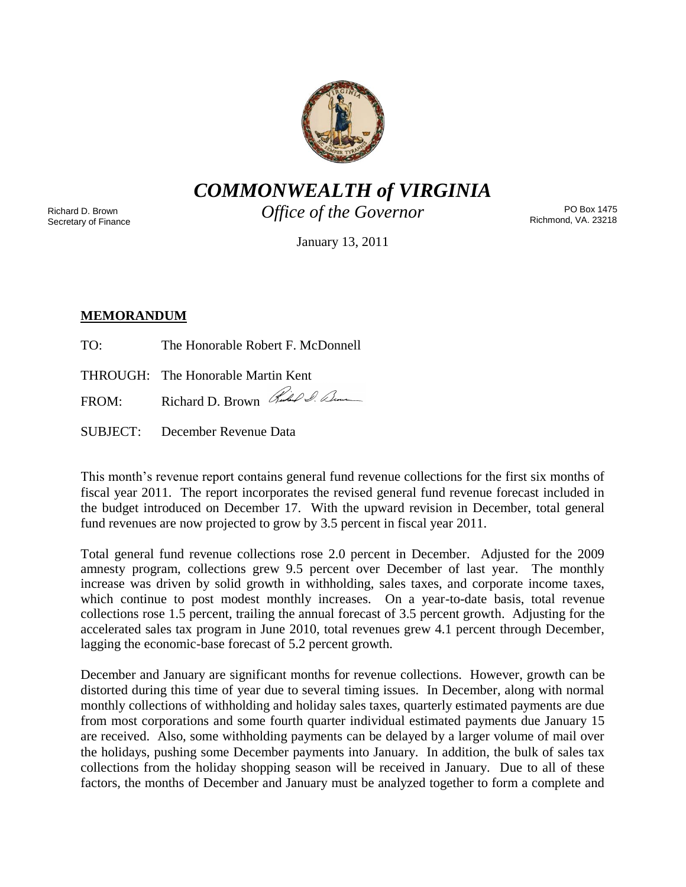# *COMMONWEALTH of VIRGINIA*

*Office of the Governor*

Richard D. Brown
Secretary of Finance

PO Box 1475
Richmond, VA. 23218

January 13, 2011

**MEMORANDUM**

TO: The Honorable Robert F. McDonnell

THROUGH: The Honorable Martin Kent

FROM: Richard D. Brown

SUBJECT: December Revenue Data

This month's revenue report contains general fund revenue collections for the first six months of fiscal year 2011. The report incorporates the revised general fund revenue forecast included in the budget introduced on December 17. With the upward revision in December, total general fund revenues are now projected to grow by 3.5 percent in fiscal year 2011.

Total general fund revenue collections rose 2.0 percent in December. Adjusted for the 2009 amnesty program, collections grew 9.5 percent over December of last year. The monthly increase was driven by solid growth in withholding, sales taxes, and corporate income taxes, which continue to post modest monthly increases. On a year-to-date basis, total revenue collections rose 1.5 percent, trailing the annual forecast of 3.5 percent growth. Adjusting for the accelerated sales tax program in June 2010, total revenues grew 4.1 percent through December, lagging the economic-base forecast of 5.2 percent growth.

December and January are significant months for revenue collections. However, growth can be distorted during this time of year due to several timing issues. In December, along with normal monthly collections of withholding and holiday sales taxes, quarterly estimated payments are due from most corporations and some fourth quarter individual estimated payments due January 15 are received. Also, some withholding payments can be delayed by a larger volume of mail over the holidays, pushing some December payments into January. In addition, the bulk of sales tax collections from the holiday shopping season will be received in January. Due to all of these factors, the months of December and January must be analyzed together to form a complete and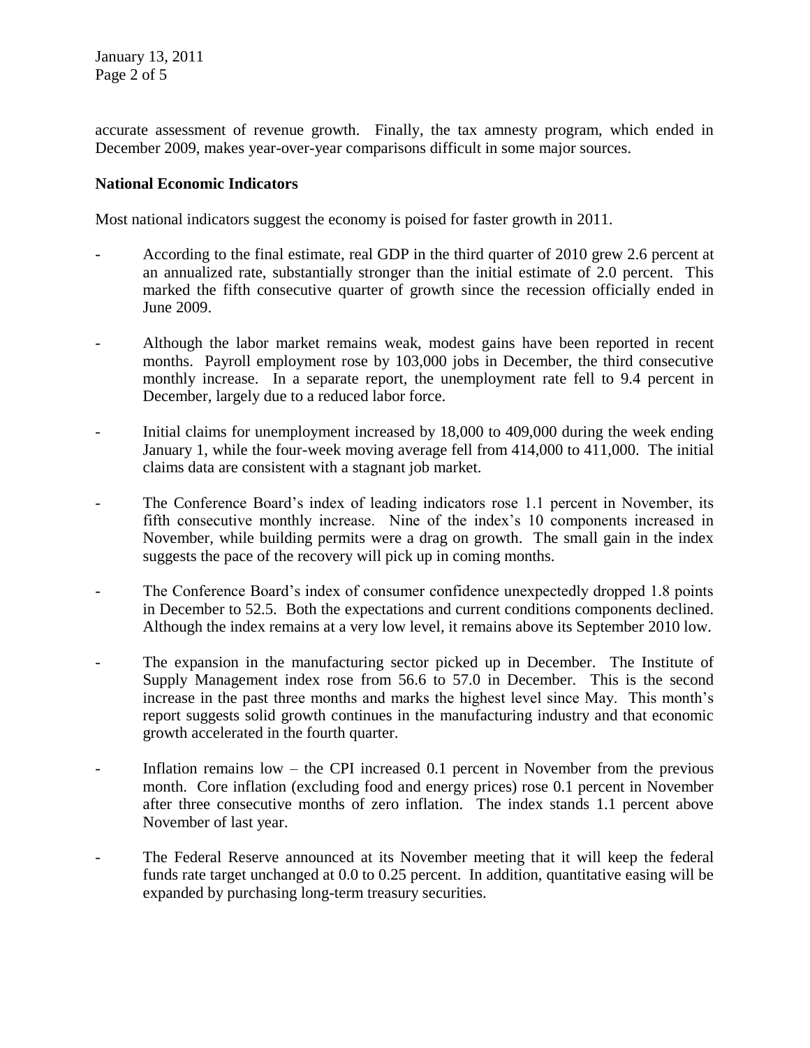accurate assessment of revenue growth. Finally, the tax amnesty program, which ended in December 2009, makes year-over-year comparisons difficult in some major sources.

**National Economic Indicators**

Most national indicators suggest the economy is poised for faster growth in 2011.

- According to the final estimate, real GDP in the third quarter of 2010 grew 2.6 percent at an annualized rate, substantially stronger than the initial estimate of 2.0 percent. This marked the fifth consecutive quarter of growth since the recession officially ended in June 2009.

- Although the labor market remains weak, modest gains have been reported in recent months. Payroll employment rose by 103,000 jobs in December, the third consecutive monthly increase. In a separate report, the unemployment rate fell to 9.4 percent in December, largely due to a reduced labor force.

- Initial claims for unemployment increased by 18,000 to 409,000 during the week ending January 1, while the four-week moving average fell from 414,000 to 411,000. The initial claims data are consistent with a stagnant job market.

- The Conference Board's index of leading indicators rose 1.1 percent in November, its fifth consecutive monthly increase. Nine of the index's 10 components increased in November, while building permits were a drag on growth. The small gain in the index suggests the pace of the recovery will pick up in coming months.

- The Conference Board's index of consumer confidence unexpectedly dropped 1.8 points in December to 52.5. Both the expectations and current conditions components declined. Although the index remains at a very low level, it remains above its September 2010 low.

- The expansion in the manufacturing sector picked up in December. The Institute of Supply Management index rose from 56.6 to 57.0 in December. This is the second increase in the past three months and marks the highest level since May. This month's report suggests solid growth continues in the manufacturing industry and that economic growth accelerated in the fourth quarter.

- Inflation remains low – the CPI increased 0.1 percent in November from the previous month. Core inflation (excluding food and energy prices) rose 0.1 percent in November after three consecutive months of zero inflation. The index stands 1.1 percent above November of last year.

- The Federal Reserve announced at its November meeting that it will keep the federal funds rate target unchanged at 0.0 to 0.25 percent. In addition, quantitative easing will be expanded by purchasing long-term treasury securities.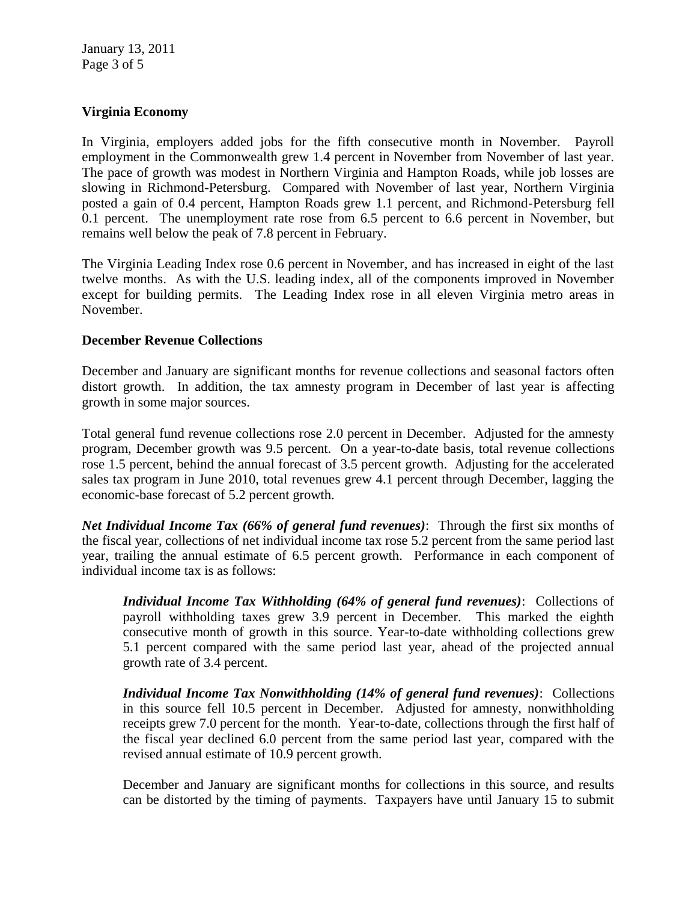## Virginia Economy

In Virginia, employers added jobs for the fifth consecutive month in November. Payroll employment in the Commonwealth grew 1.4 percent in November from November of last year. The pace of growth was modest in Northern Virginia and Hampton Roads, while job losses are slowing in Richmond-Petersburg. Compared with November of last year, Northern Virginia posted a gain of 0.4 percent, Hampton Roads grew 1.1 percent, and Richmond-Petersburg fell 0.1 percent. The unemployment rate rose from 6.5 percent to 6.6 percent in November, but remains well below the peak of 7.8 percent in February.

The Virginia Leading Index rose 0.6 percent in November, and has increased in eight of the last twelve months. As with the U.S. leading index, all of the components improved in November except for building permits. The Leading Index rose in all eleven Virginia metro areas in November.

## December Revenue Collections

December and January are significant months for revenue collections and seasonal factors often distort growth. In addition, the tax amnesty program in December of last year is affecting growth in some major sources.

Total general fund revenue collections rose 2.0 percent in December. Adjusted for the amnesty program, December growth was 9.5 percent. On a year-to-date basis, total revenue collections rose 1.5 percent, behind the annual forecast of 3.5 percent growth. Adjusting for the accelerated sales tax program in June 2010, total revenues grew 4.1 percent through December, lagging the economic-base forecast of 5.2 percent growth.

***Net Individual Income Tax (66% of general fund revenues)***: Through the first six months of the fiscal year, collections of net individual income tax rose 5.2 percent from the same period last year, trailing the annual estimate of 6.5 percent growth. Performance in each component of individual income tax is as follows:

> ***Individual Income Tax Withholding (64% of general fund revenues)***: Collections of payroll withholding taxes grew 3.9 percent in December. This marked the eighth consecutive month of growth in this source. Year-to-date withholding collections grew 5.1 percent compared with the same period last year, ahead of the projected annual growth rate of 3.4 percent.
>
> ***Individual Income Tax Nonwithholding (14% of general fund revenues)***: Collections in this source fell 10.5 percent in December. Adjusted for amnesty, nonwithholding receipts grew 7.0 percent for the month. Year-to-date, collections through the first half of the fiscal year declined 6.0 percent from the same period last year, compared with the revised annual estimate of 10.9 percent growth.
>
> December and January are significant months for collections in this source, and results can be distorted by the timing of payments. Taxpayers have until January 15 to submit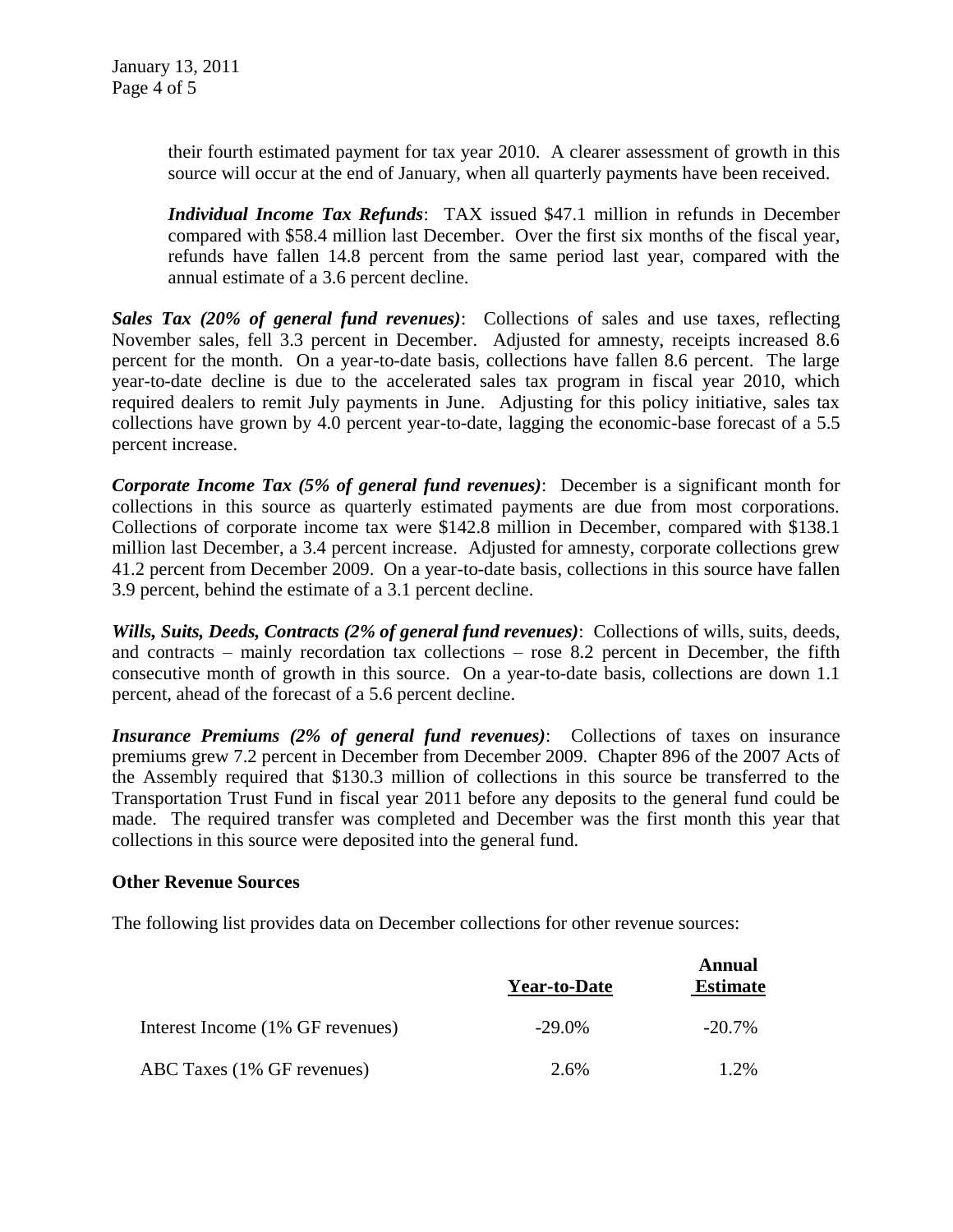their fourth estimated payment for tax year 2010. A clearer assessment of growth in this source will occur at the end of January, when all quarterly payments have been received.

***Individual Income Tax Refunds***: TAX issued $47.1 million in refunds in December compared with $58.4 million last December. Over the first six months of the fiscal year, refunds have fallen 14.8 percent from the same period last year, compared with the annual estimate of a 3.6 percent decline.

***Sales Tax (20% of general fund revenues)***: Collections of sales and use taxes, reflecting November sales, fell 3.3 percent in December. Adjusted for amnesty, receipts increased 8.6 percent for the month. On a year-to-date basis, collections have fallen 8.6 percent. The large year-to-date decline is due to the accelerated sales tax program in fiscal year 2010, which required dealers to remit July payments in June. Adjusting for this policy initiative, sales tax collections have grown by 4.0 percent year-to-date, lagging the economic-base forecast of a 5.5 percent increase.

***Corporate Income Tax (5% of general fund revenues)***: December is a significant month for collections in this source as quarterly estimated payments are due from most corporations. Collections of corporate income tax were $142.8 million in December, compared with $138.1 million last December, a 3.4 percent increase. Adjusted for amnesty, corporate collections grew 41.2 percent from December 2009. On a year-to-date basis, collections in this source have fallen 3.9 percent, behind the estimate of a 3.1 percent decline.

***Wills, Suits, Deeds, Contracts (2% of general fund revenues)***: Collections of wills, suits, deeds, and contracts – mainly recordation tax collections – rose 8.2 percent in December, the fifth consecutive month of growth in this source. On a year-to-date basis, collections are down 1.1 percent, ahead of the forecast of a 5.6 percent decline.

***Insurance Premiums (2% of general fund revenues)***: Collections of taxes on insurance premiums grew 7.2 percent in December from December 2009. Chapter 896 of the 2007 Acts of the Assembly required that $130.3 million of collections in this source be transferred to the Transportation Trust Fund in fiscal year 2011 before any deposits to the general fund could be made. The required transfer was completed and December was the first month this year that collections in this source were deposited into the general fund.

**Other Revenue Sources**

The following list provides data on December collections for other revenue sources:

| | Year-to-Date | Annual Estimate |
|---|---|---|
| Interest Income (1% GF revenues) | -29.0% | -20.7% |
| ABC Taxes (1% GF revenues) | 2.6% | 1.2% |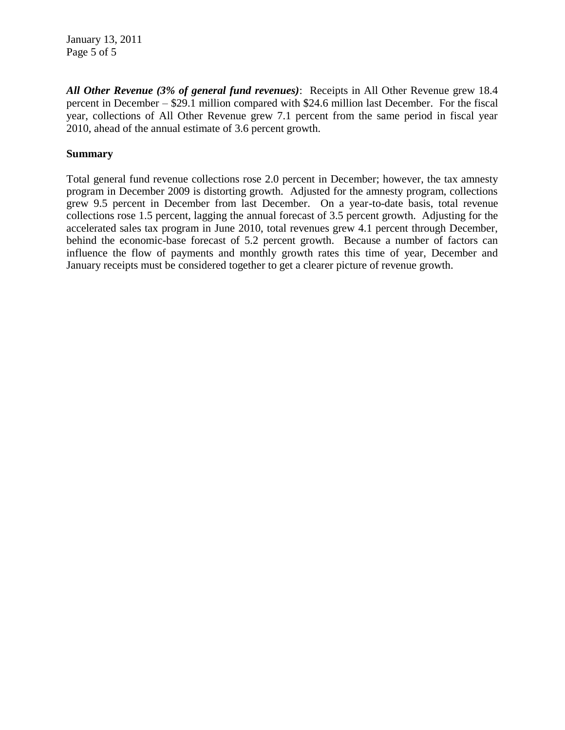***All Other Revenue (3% of general fund revenues)***: Receipts in All Other Revenue grew 18.4 percent in December – $29.1 million compared with $24.6 million last December. For the fiscal year, collections of All Other Revenue grew 7.1 percent from the same period in fiscal year 2010, ahead of the annual estimate of 3.6 percent growth.

**Summary**

Total general fund revenue collections rose 2.0 percent in December; however, the tax amnesty program in December 2009 is distorting growth. Adjusted for the amnesty program, collections grew 9.5 percent in December from last December. On a year-to-date basis, total revenue collections rose 1.5 percent, lagging the annual forecast of 3.5 percent growth. Adjusting for the accelerated sales tax program in June 2010, total revenues grew 4.1 percent through December, behind the economic-base forecast of 5.2 percent growth. Because a number of factors can influence the flow of payments and monthly growth rates this time of year, December and January receipts must be considered together to get a clearer picture of revenue growth.